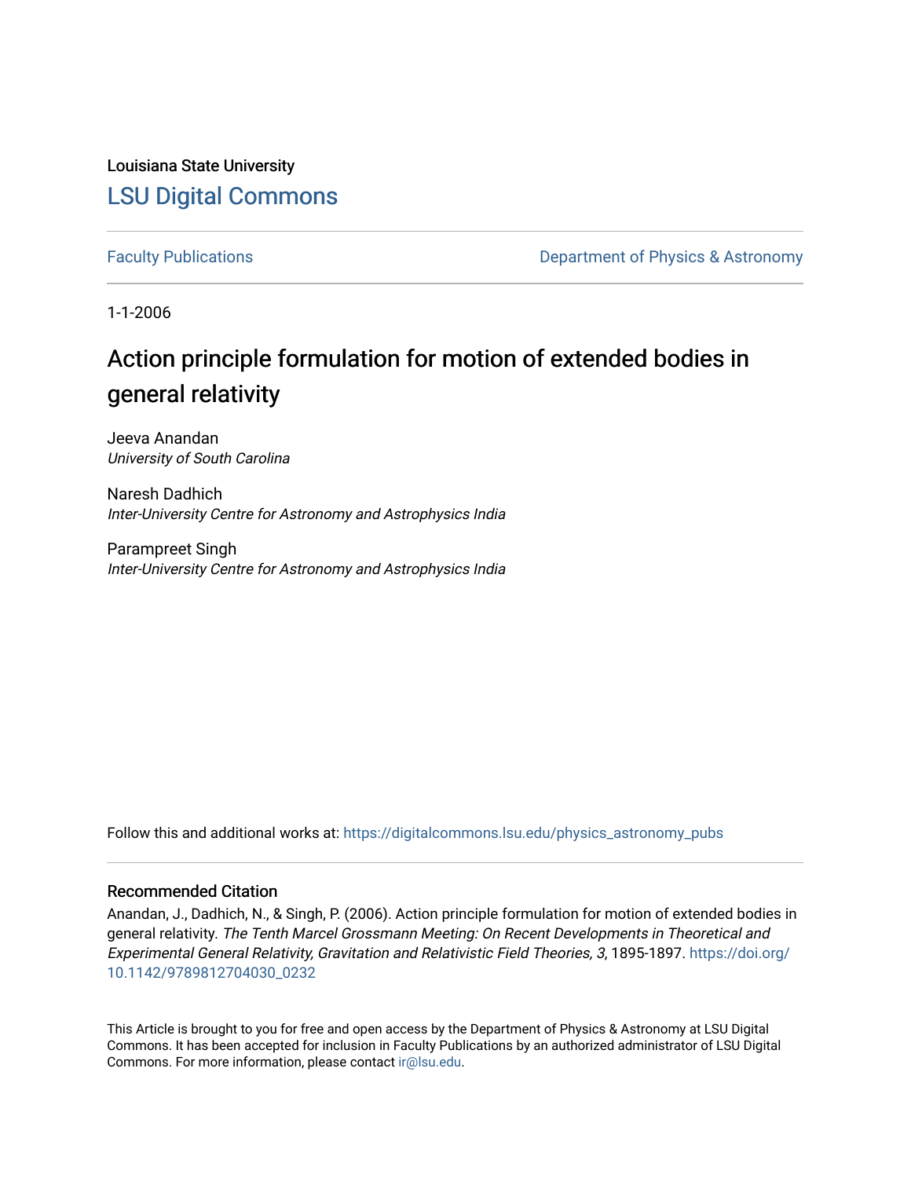Louisiana State University

# LSU Digital Commons

Faculty Publications

Department of Physics & Astronomy

1-1-2006

# Action principle formulation for motion of extended bodies in general relativity

Jeeva Anandan
*University of South Carolina*

Naresh Dadhich
*Inter-University Centre for Astronomy and Astrophysics India*

Parampreet Singh
*Inter-University Centre for Astronomy and Astrophysics India*

Follow this and additional works at: https://digitalcommons.lsu.edu/physics_astronomy_pubs

## Recommended Citation

Anandan, J., Dadhich, N., & Singh, P. (2006). Action principle formulation for motion of extended bodies in general relativity. *The Tenth Marcel Grossmann Meeting: On Recent Developments in Theoretical and Experimental General Relativity, Gravitation and Relativistic Field Theories, 3*, 1895-1897. https://doi.org/10.1142/9789812704030_0232

This Article is brought to you for free and open access by the Department of Physics & Astronomy at LSU Digital Commons. It has been accepted for inclusion in Faculty Publications by an authorized administrator of LSU Digital Commons. For more information, please contact ir@lsu.edu.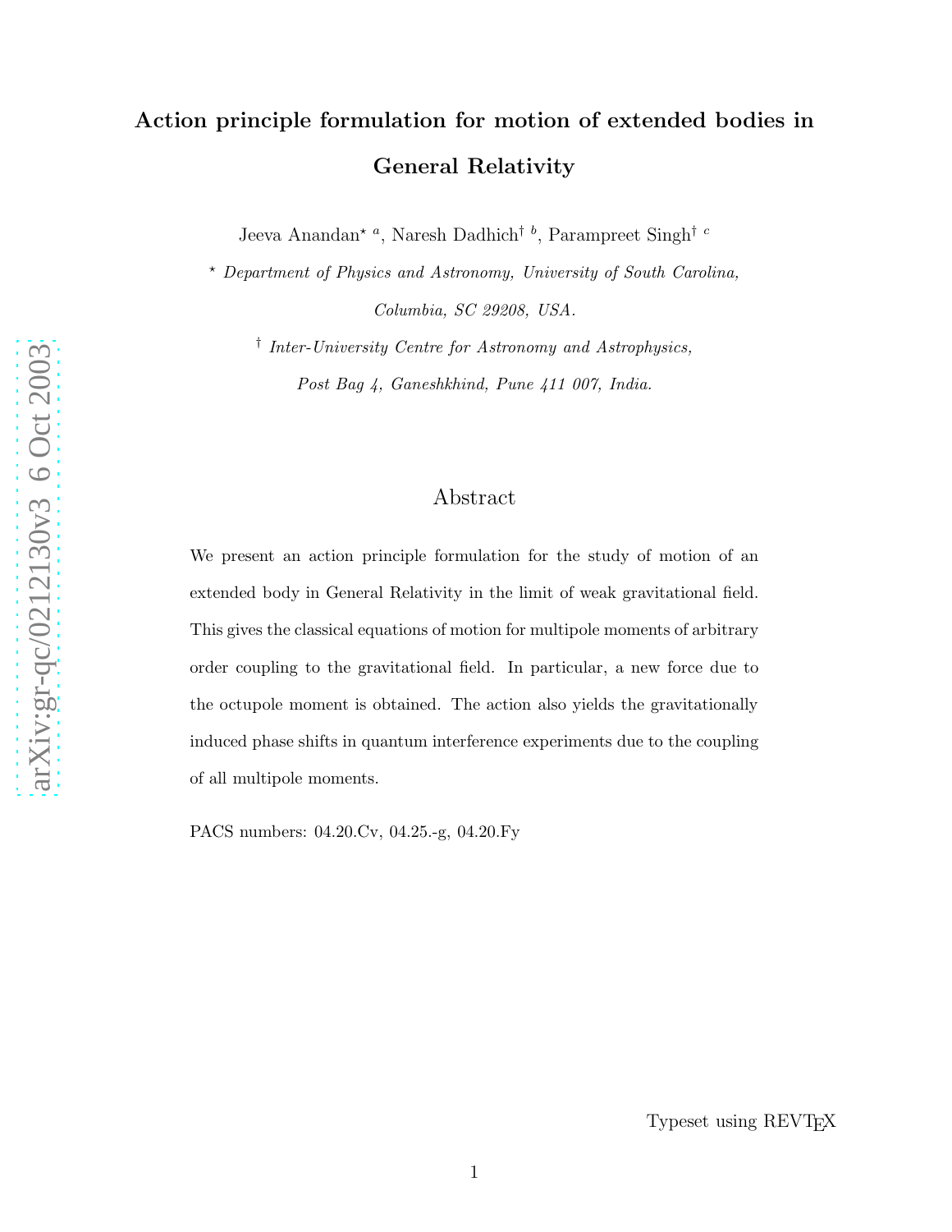# Action principle formulation for motion of extended bodies in General Relativity

Jeeva Anandan[⋆ a], Naresh Dadhich[† b], Parampreet Singh[† c]

[⋆] *Department of Physics and Astronomy, University of South Carolina, Columbia, SC 29208, USA.*

[†] *Inter-University Centre for Astronomy and Astrophysics, Post Bag 4, Ganeshkhind, Pune 411 007, India.*

## Abstract

We present an action principle formulation for the study of motion of an extended body in General Relativity in the limit of weak gravitational field. This gives the classical equations of motion for multipole moments of arbitrary order coupling to the gravitational field. In particular, a new force due to the octupole moment is obtained. The action also yields the gravitationally induced phase shifts in quantum interference experiments due to the coupling of all multipole moments.

PACS numbers: 04.20.Cv, 04.25.-g, 04.20.Fy

Typeset using REVTEX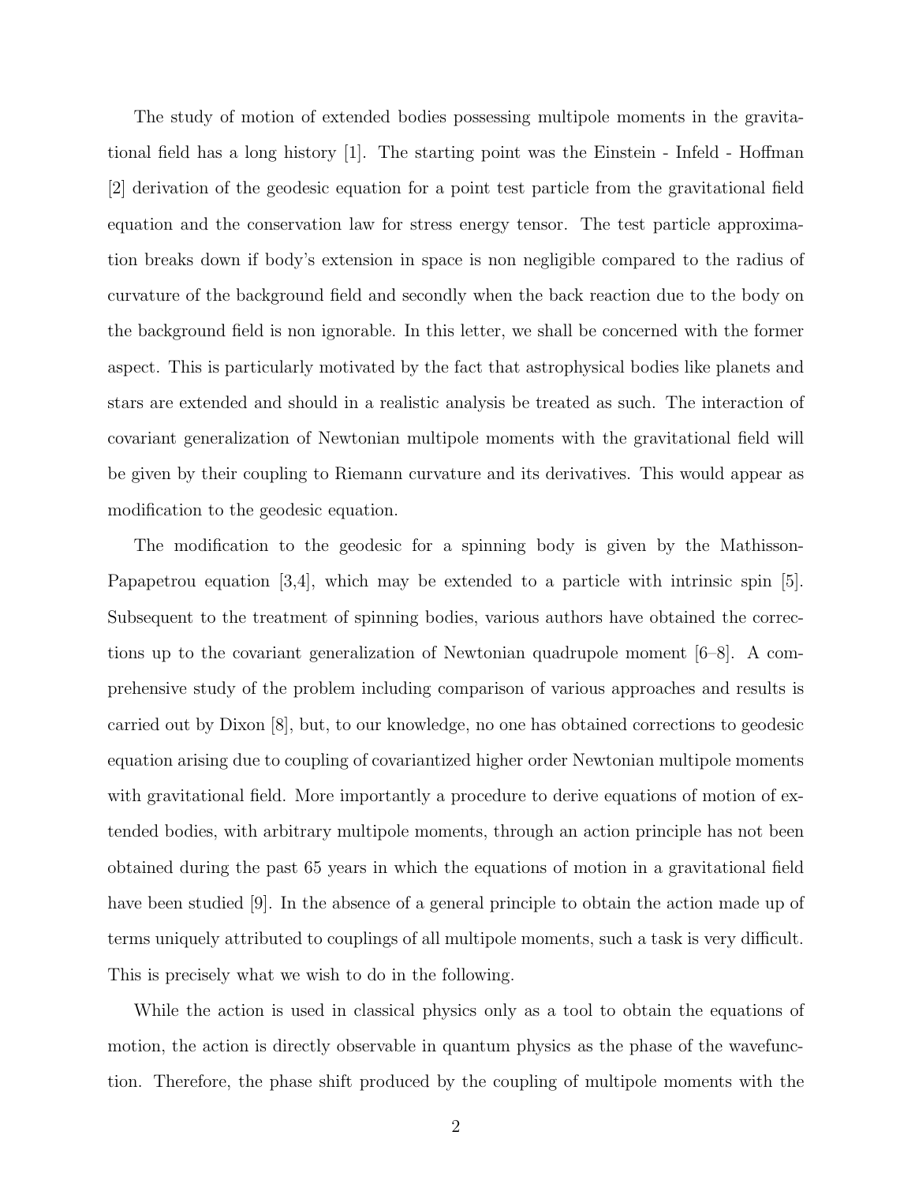The study of motion of extended bodies possessing multipole moments in the gravitational field has a long history [1]. The starting point was the Einstein - Infeld - Hoffman [2] derivation of the geodesic equation for a point test particle from the gravitational field equation and the conservation law for stress energy tensor. The test particle approximation breaks down if body's extension in space is non negligible compared to the radius of curvature of the background field and secondly when the back reaction due to the body on the background field is non ignorable. In this letter, we shall be concerned with the former aspect. This is particularly motivated by the fact that astrophysical bodies like planets and stars are extended and should in a realistic analysis be treated as such. The interaction of covariant generalization of Newtonian multipole moments with the gravitational field will be given by their coupling to Riemann curvature and its derivatives. This would appear as modification to the geodesic equation.

The modification to the geodesic for a spinning body is given by the Mathisson-Papapetrou equation [3,4], which may be extended to a particle with intrinsic spin [5]. Subsequent to the treatment of spinning bodies, various authors have obtained the corrections up to the covariant generalization of Newtonian quadrupole moment [6–8]. A comprehensive study of the problem including comparison of various approaches and results is carried out by Dixon [8], but, to our knowledge, no one has obtained corrections to geodesic equation arising due to coupling of covariantized higher order Newtonian multipole moments with gravitational field. More importantly a procedure to derive equations of motion of extended bodies, with arbitrary multipole moments, through an action principle has not been obtained during the past 65 years in which the equations of motion in a gravitational field have been studied [9]. In the absence of a general principle to obtain the action made up of terms uniquely attributed to couplings of all multipole moments, such a task is very difficult. This is precisely what we wish to do in the following.

While the action is used in classical physics only as a tool to obtain the equations of motion, the action is directly observable in quantum physics as the phase of the wavefunction. Therefore, the phase shift produced by the coupling of multipole moments with the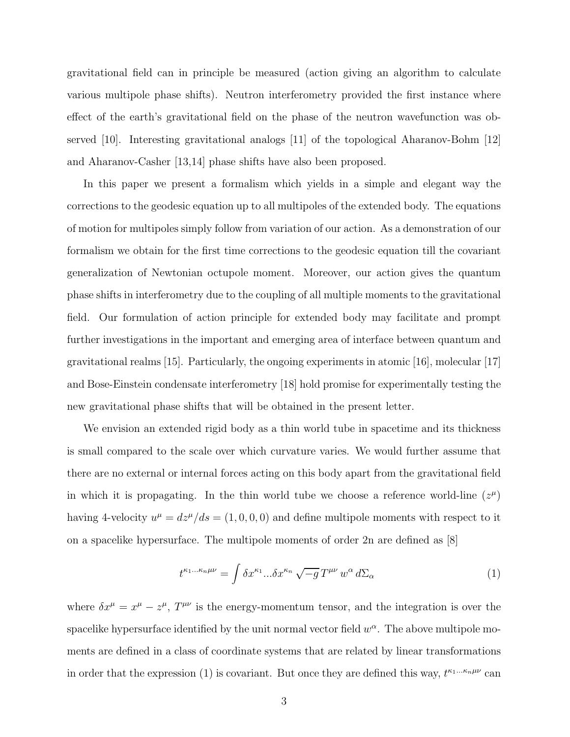gravitational field can in principle be measured (action giving an algorithm to calculate various multipole phase shifts). Neutron interferometry provided the first instance where effect of the earth's gravitational field on the phase of the neutron wavefunction was observed [10]. Interesting gravitational analogs [11] of the topological Aharanov-Bohm [12] and Aharanov-Casher [13,14] phase shifts have also been proposed.

In this paper we present a formalism which yields in a simple and elegant way the corrections to the geodesic equation up to all multipoles of the extended body. The equations of motion for multipoles simply follow from variation of our action. As a demonstration of our formalism we obtain for the first time corrections to the geodesic equation till the covariant generalization of Newtonian octupole moment. Moreover, our action gives the quantum phase shifts in interferometry due to the coupling of all multiple moments to the gravitational field. Our formulation of action principle for extended body may facilitate and prompt further investigations in the important and emerging area of interface between quantum and gravitational realms [15]. Particularly, the ongoing experiments in atomic [16], molecular [17] and Bose-Einstein condensate interferometry [18] hold promise for experimentally testing the new gravitational phase shifts that will be obtained in the present letter.

We envision an extended rigid body as a thin world tube in spacetime and its thickness is small compared to the scale over which curvature varies. We would further assume that there are no external or internal forces acting on this body apart from the gravitational field in which it is propagating. In the thin world tube we choose a reference world-line ($z^\mu$) having 4-velocity $u^\mu = dz^\mu/ds = (1,0,0,0)$ and define multipole moments with respect to it on a spacelike hypersurface. The multipole moments of order 2n are defined as [8]

$$t^{\kappa_1...\kappa_n\mu\nu} = \int \delta x^{\kappa_1}...\delta x^{\kappa_n} \sqrt{-g}\, T^{\mu\nu}\, w^\alpha\, d\Sigma_\alpha \tag{1}$$

where $\delta x^\mu = x^\mu - z^\mu$, $T^{\mu\nu}$ is the energy-momentum tensor, and the integration is over the spacelike hypersurface identified by the unit normal vector field $w^\alpha$. The above multipole moments are defined in a class of coordinate systems that are related by linear transformations in order that the expression (1) is covariant. But once they are defined this way, $t^{\kappa_1...\kappa_n\mu\nu}$ can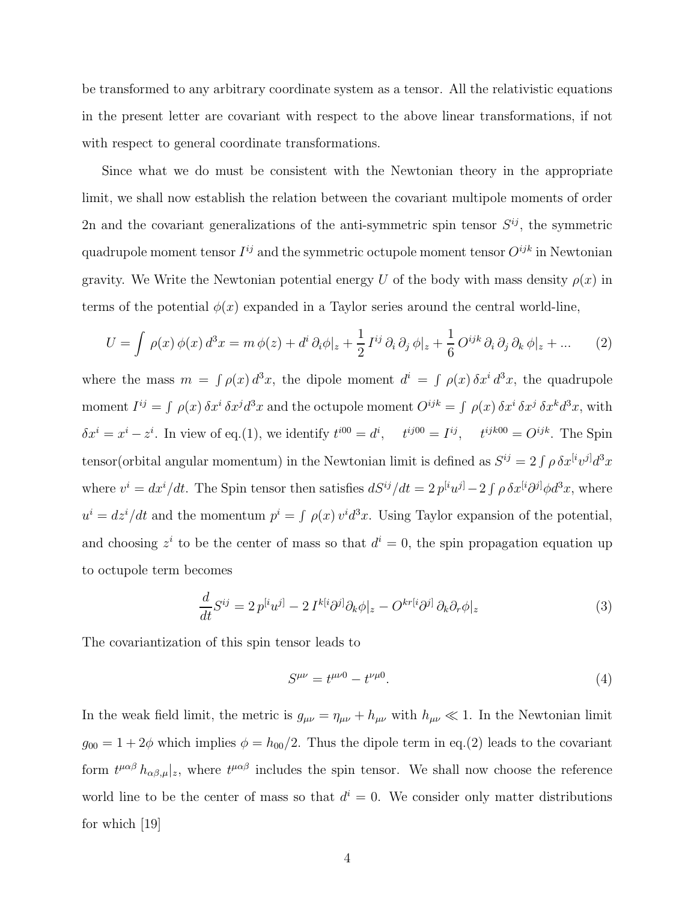be transformed to any arbitrary coordinate system as a tensor. All the relativistic equations in the present letter are covariant with respect to the above linear transformations, if not with respect to general coordinate transformations.

Since what we do must be consistent with the Newtonian theory in the appropriate limit, we shall now establish the relation between the covariant multipole moments of order 2n and the covariant generalizations of the anti-symmetric spin tensor $S^{ij}$, the symmetric quadrupole moment tensor $I^{ij}$ and the symmetric octupole moment tensor $O^{ijk}$ in Newtonian gravity. We Write the Newtonian potential energy $U$ of the body with mass density $\rho(x)$ in terms of the potential $\phi(x)$ expanded in a Taylor series around the central world-line,

$$U = \int \rho(x)\,\phi(x)\,d^3x = m\,\phi(z) + d^i\,\partial_i\phi|_z + \frac{1}{2}\,I^{ij}\,\partial_i\,\partial_j\,\phi|_z + \frac{1}{6}\,O^{ijk}\,\partial_i\,\partial_j\,\partial_k\,\phi|_z + ... \tag{2}$$

where the mass $m = \int \rho(x)\,d^3x$, the dipole moment $d^i = \int\,\rho(x)\,\delta x^i\,d^3x$, the quadrupole moment $I^{ij} = \int\,\rho(x)\,\delta x^i\,\delta x^j d^3x$ and the octupole moment $O^{ijk} = \int\,\rho(x)\,\delta x^i\,\delta x^j\,\delta x^k d^3x$, with $\delta x^i = x^i - z^i$. In view of eq.(1), we identify $t^{i00} = d^i$, $\quad t^{ij00} = I^{ij}$, $\quad t^{ijk00} = O^{ijk}$. The Spin tensor(orbital angular momentum) in the Newtonian limit is defined as $S^{ij} = 2\int\rho\,\delta x^{[i}v^{j]}d^3x$ where $v^i = dx^i/dt$. The Spin tensor then satisfies $dS^{ij}/dt = 2\,p^{[i}u^{j]} - 2\int\rho\,\delta x^{[i}\partial^{j]}\phi d^3x$, where $u^i = dz^i/dt$ and the momentum $p^i = \int\,\rho(x)\,v^i d^3x$. Using Taylor expansion of the potential, and choosing $z^i$ to be the center of mass so that $d^i = 0$, the spin propagation equation up to octupole term becomes

$$\frac{d}{dt}S^{ij} = 2\,p^{[i}u^{j]} - 2\,I^{k[i}\partial^{j]}\partial_k\phi|_z - O^{kr[i}\partial^{j]}\,\partial_k\partial_r\phi|_z \tag{3}$$

The covariantization of this spin tensor leads to

$$S^{\mu\nu} = t^{\mu\nu 0} - t^{\nu\mu 0}. \tag{4}$$

In the weak field limit, the metric is $g_{\mu\nu} = \eta_{\mu\nu} + h_{\mu\nu}$ with $h_{\mu\nu} \ll 1$. In the Newtonian limit $g_{00} = 1 + 2\phi$ which implies $\phi = h_{00}/2$. Thus the dipole term in eq.(2) leads to the covariant form $t^{\mu\alpha\beta}\,h_{\alpha\beta,\mu}|_z$, where $t^{\mu\alpha\beta}$ includes the spin tensor. We shall now choose the reference world line to be the center of mass so that $d^i = 0$. We consider only matter distributions for which [19]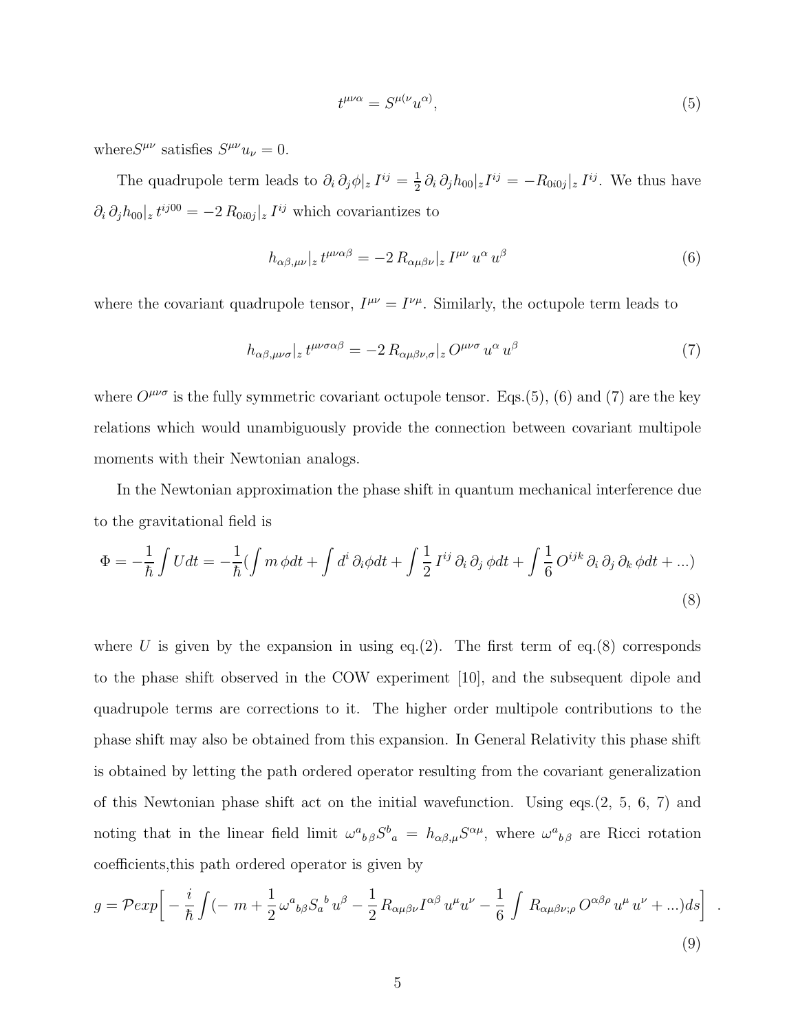$$t^{\mu\nu\alpha} = S^{\mu(\nu} u^{\alpha)}, \tag{5}$$

where$S^{\mu\nu}$ satisfies $S^{\mu\nu} u_\nu = 0$.

The quadrupole term leads to $\partial_i \, \partial_j \phi|_z \, I^{ij} = \frac{1}{2} \, \partial_i \, \partial_j h_{00}|_z I^{ij} = -R_{0i0j}|_z \, I^{ij}$. We thus have $\partial_i \, \partial_j h_{00}|_z \, t^{ij00} = -2 \, R_{0i0j}|_z \, I^{ij}$ which covariantizes to

$$h_{\alpha\beta,\mu\nu}|_z \, t^{\mu\nu\alpha\beta} = -2 \, R_{\alpha\mu\beta\nu}|_z \, I^{\mu\nu} \, u^\alpha \, u^\beta \tag{6}$$

where the covariant quadrupole tensor, $I^{\mu\nu} = I^{\nu\mu}$. Similarly, the octupole term leads to

$$h_{\alpha\beta,\mu\nu\sigma}|_z \, t^{\mu\nu\sigma\alpha\beta} = -2 \, R_{\alpha\mu\beta\nu,\sigma}|_z \, O^{\mu\nu\sigma} \, u^\alpha \, u^\beta \tag{7}$$

where $O^{\mu\nu\sigma}$ is the fully symmetric covariant octupole tensor. Eqs.(5), (6) and (7) are the key relations which would unambiguously provide the connection between covariant multipole moments with their Newtonian analogs.

In the Newtonian approximation the phase shift in quantum mechanical interference due to the gravitational field is

$$\Phi = -\frac{1}{\hbar} \int U dt = -\frac{1}{\hbar} \Big( \int m \, \phi dt + \int d^i \, \partial_i \phi dt + \int \frac{1}{2} \, I^{ij} \, \partial_i \, \partial_j \, \phi dt + \int \frac{1}{6} \, O^{ijk} \, \partial_i \, \partial_j \, \partial_k \, \phi dt + ... \Big) \tag{8}$$

where $U$ is given by the expansion in using eq.(2). The first term of eq.(8) corresponds to the phase shift observed in the COW experiment [10], and the subsequent dipole and quadrupole terms are corrections to it. The higher order multipole contributions to the phase shift may also be obtained from this expansion. In General Relativity this phase shift is obtained by letting the path ordered operator resulting from the covariant generalization of this Newtonian phase shift act on the initial wavefunction. Using eqs.(2, 5, 6, 7) and noting that in the linear field limit $\omega^a{}_{b\,\beta} S^b{}_a = h_{\alpha\beta,\mu} S^{\alpha\mu}$, where $\omega^a{}_{b\,\beta}$ are Ricci rotation coefficients,this path ordered operator is given by

$$g = \mathcal{P}exp \Big[ -\frac{i}{\hbar} \int ( - \, m + \frac{1}{2} \, \omega^a{}_{b\beta} S_a{}^b \, u^\beta - \frac{1}{2} \, R_{\alpha\mu\beta\nu} I^{\alpha\beta} \, u^\mu u^\nu - \frac{1}{6} \int \, R_{\alpha\mu\beta\nu;\rho} \, O^{\alpha\beta\rho} \, u^\mu \, u^\nu + ...) ds \Big] \ . \tag{9}$$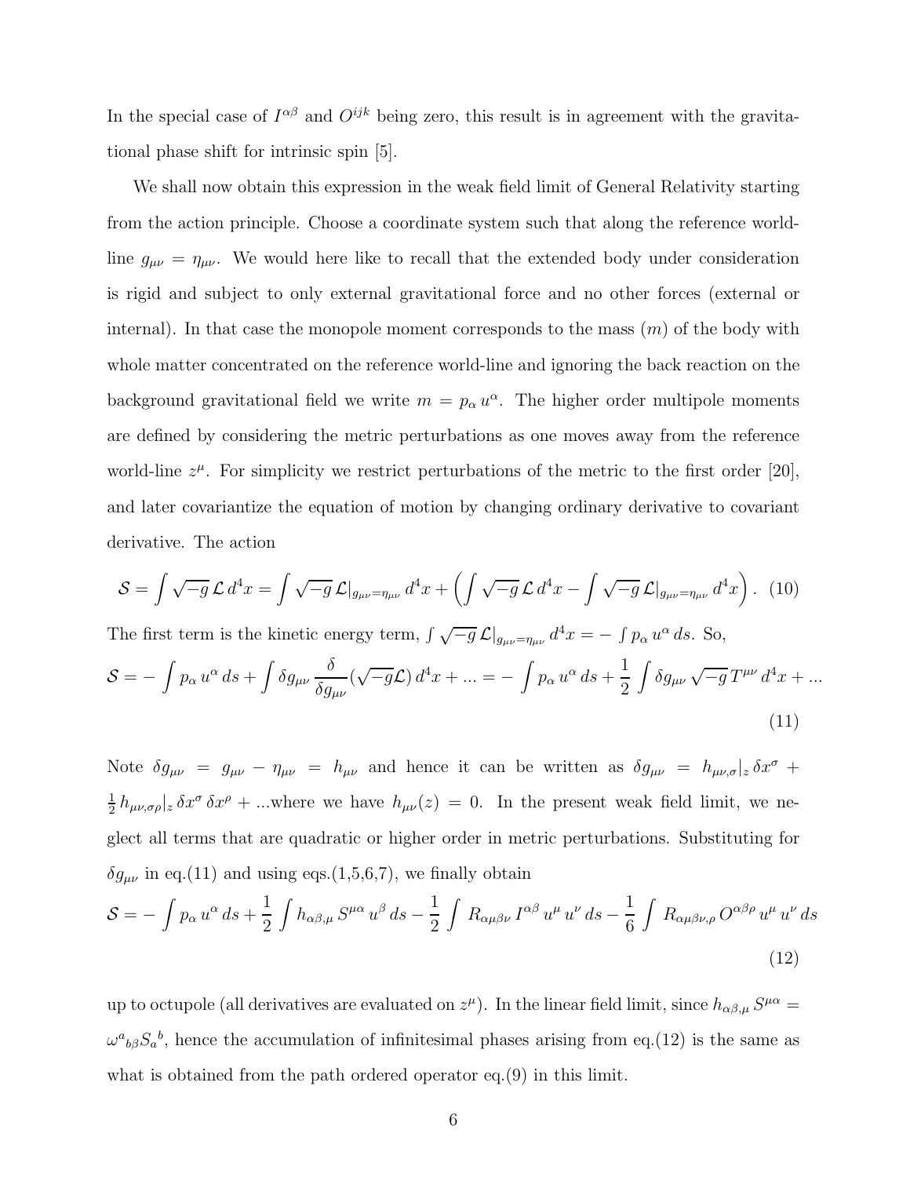In the special case of $I^{\alpha\beta}$ and $O^{ijk}$ being zero, this result is in agreement with the gravitational phase shift for intrinsic spin [5].

We shall now obtain this expression in the weak field limit of General Relativity starting from the action principle. Choose a coordinate system such that along the reference world-line $g_{\mu\nu} = \eta_{\mu\nu}$. We would here like to recall that the extended body under consideration is rigid and subject to only external gravitational force and no other forces (external or internal). In that case the monopole moment corresponds to the mass ($m$) of the body with whole matter concentrated on the reference world-line and ignoring the back reaction on the background gravitational field we write $m = p_\alpha \, u^\alpha$. The higher order multipole moments are defined by considering the metric perturbations as one moves away from the reference world-line $z^\mu$. For simplicity we restrict perturbations of the metric to the first order [20], and later covariantize the equation of motion by changing ordinary derivative to covariant derivative. The action

$$
\mathcal{S} = \int \sqrt{-g}\, \mathcal{L}\, d^4x = \int \sqrt{-g}\, \mathcal{L}|_{g_{\mu\nu}=\eta_{\mu\nu}}\, d^4x + \left( \int \sqrt{-g}\, \mathcal{L}\, d^4x - \int \sqrt{-g}\, \mathcal{L}|_{g_{\mu\nu}=\eta_{\mu\nu}}\, d^4x \right). \quad (10)
$$

The first term is the kinetic energy term, $\int \sqrt{-g}\, \mathcal{L}|_{g_{\mu\nu}=\eta_{\mu\nu}}\, d^4x = -\int p_\alpha\, u^\alpha\, ds$. So,

$$
\mathcal{S} = -\int p_\alpha\, u^\alpha\, ds + \int \delta g_{\mu\nu}\, \frac{\delta}{\delta g_{\mu\nu}} (\sqrt{-g}\mathcal{L})\, d^4x + ... = -\int p_\alpha\, u^\alpha\, ds + \frac{1}{2} \int \delta g_{\mu\nu}\, \sqrt{-g}\, T^{\mu\nu}\, d^4x + ... \quad (11)
$$

Note $\delta g_{\mu\nu} = g_{\mu\nu} - \eta_{\mu\nu} = h_{\mu\nu}$ and hence it can be written as $\delta g_{\mu\nu} = h_{\mu\nu,\sigma}|_z\, \delta x^\sigma + \frac{1}{2}\, h_{\mu\nu,\sigma\rho}|_z\, \delta x^\sigma\, \delta x^\rho + ...$where we have $h_{\mu\nu}(z) = 0$. In the present weak field limit, we neglect all terms that are quadratic or higher order in metric perturbations. Substituting for $\delta g_{\mu\nu}$ in eq.(11) and using eqs.(1,5,6,7), we finally obtain

$$
\mathcal{S} = -\int p_\alpha\, u^\alpha\, ds + \frac{1}{2} \int h_{\alpha\beta,\mu}\, S^{\mu\alpha}\, u^\beta\, ds - \frac{1}{2} \int R_{\alpha\mu\beta\nu}\, I^{\alpha\beta}\, u^\mu\, u^\nu\, ds - \frac{1}{6} \int R_{\alpha\mu\beta\nu,\rho}\, O^{\alpha\beta\rho}\, u^\mu\, u^\nu\, ds \quad (12)
$$

up to octupole (all derivatives are evaluated on $z^\mu$). In the linear field limit, since $h_{\alpha\beta,\mu}\, S^{\mu\alpha} = \omega^a{}_{b\beta} S_a{}^b$, hence the accumulation of infinitesimal phases arising from eq.(12) is the same as what is obtained from the path ordered operator eq.(9) in this limit.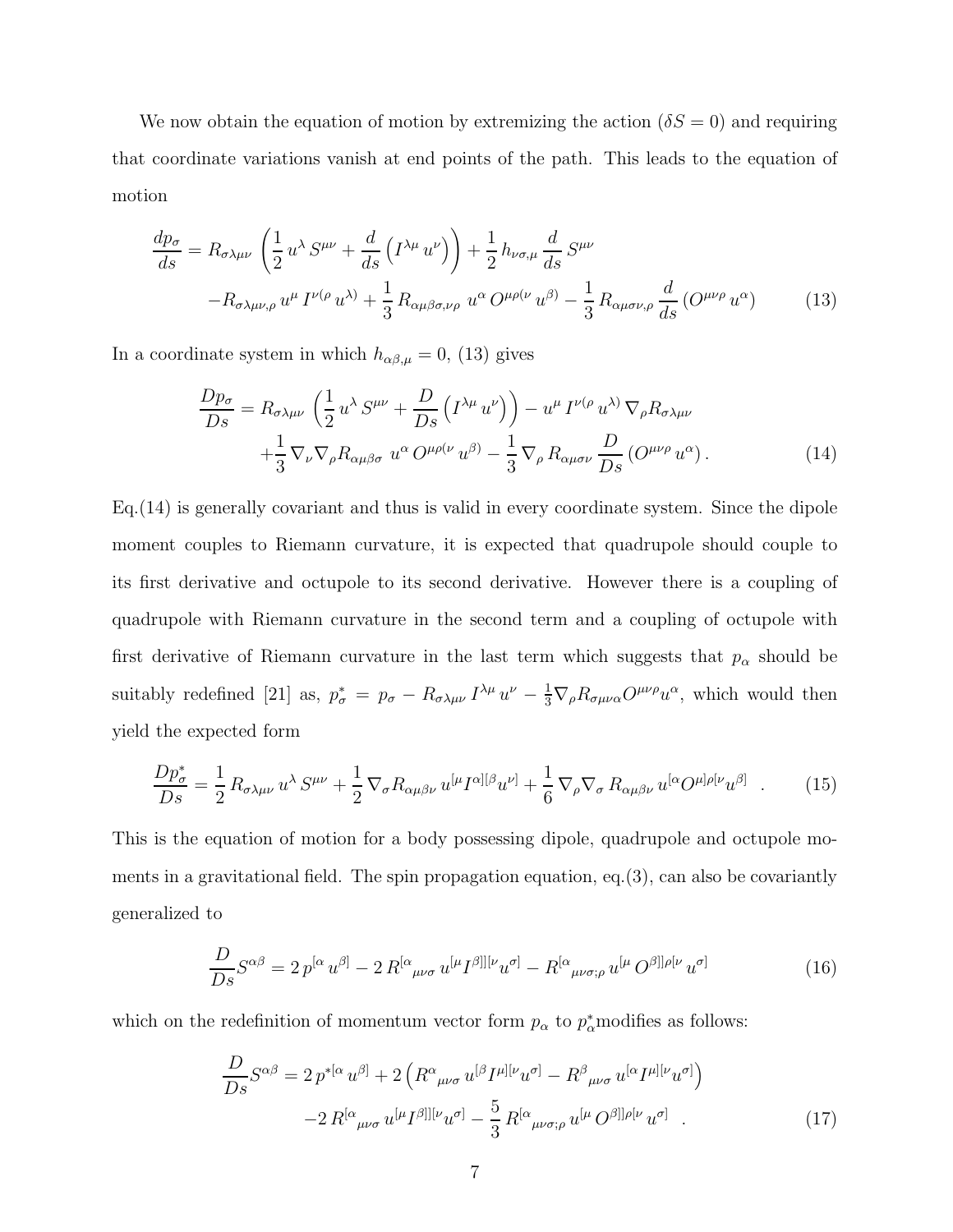We now obtain the equation of motion by extremizing the action ($\delta S = 0$) and requiring that coordinate variations vanish at end points of the path. This leads to the equation of motion

$$
\begin{aligned}
\frac{dp_\sigma}{ds} &= R_{\sigma\lambda\mu\nu}\left(\frac{1}{2}\,u^\lambda\,S^{\mu\nu} + \frac{d}{ds}\left(I^{\lambda\mu}\,u^\nu\right)\right) + \frac{1}{2}\,h_{\nu\sigma,\mu}\,\frac{d}{ds}\,S^{\mu\nu} \\
&\quad - R_{\sigma\lambda\mu\nu,\rho}\,u^\mu\,I^{\nu(\rho}\,u^{\lambda)} + \frac{1}{3}\,R_{\alpha\mu\beta\sigma,\nu\rho}\,u^\alpha\,O^{\mu\rho(\nu}\,u^{\beta)} - \frac{1}{3}\,R_{\alpha\mu\sigma\nu,\rho}\,\frac{d}{ds}\left(O^{\mu\nu\rho}\,u^\alpha\right)
\end{aligned}
\tag{13}
$$

In a coordinate system in which $h_{\alpha\beta,\mu} = 0$, (13) gives

$$
\begin{aligned}
\frac{Dp_\sigma}{Ds} &= R_{\sigma\lambda\mu\nu}\left(\frac{1}{2}\,u^\lambda\,S^{\mu\nu} + \frac{D}{Ds}\left(I^{\lambda\mu}\,u^\nu\right)\right) - u^\mu\,I^{\nu(\rho}\,u^{\lambda)}\,\nabla_\rho R_{\sigma\lambda\mu\nu} \\
&\quad + \frac{1}{3}\,\nabla_\nu\nabla_\rho R_{\alpha\mu\beta\sigma}\,u^\alpha\,O^{\mu\rho(\nu}\,u^{\beta)} - \frac{1}{3}\,\nabla_\rho\,R_{\alpha\mu\sigma\nu}\,\frac{D}{Ds}\left(O^{\mu\nu\rho}\,u^\alpha\right).
\end{aligned}
\tag{14}
$$

Eq.(14) is generally covariant and thus is valid in every coordinate system. Since the dipole moment couples to Riemann curvature, it is expected that quadrupole should couple to its first derivative and octupole to its second derivative. However there is a coupling of quadrupole with Riemann curvature in the second term and a coupling of octupole with first derivative of Riemann curvature in the last term which suggests that $p_\alpha$ should be suitably redefined [21] as, $p^*_\sigma = p_\sigma - R_{\sigma\lambda\mu\nu}\,I^{\lambda\mu}\,u^\nu - \frac{1}{3}\nabla_\rho R_{\sigma\mu\nu\alpha} O^{\mu\nu\rho} u^\alpha$, which would then yield the expected form

$$
\frac{Dp^*_\sigma}{Ds} = \frac{1}{2}\,R_{\sigma\lambda\mu\nu}\,u^\lambda\,S^{\mu\nu} + \frac{1}{2}\,\nabla_\sigma R_{\alpha\mu\beta\nu}\,u^{[\mu}I^{\alpha][\beta}u^{\nu]} + \frac{1}{6}\,\nabla_\rho\nabla_\sigma\,R_{\alpha\mu\beta\nu}\,u^{[\alpha}O^{\mu]\rho[\nu}u^{\beta]} \quad .
\tag{15}
$$

This is the equation of motion for a body possessing dipole, quadrupole and octupole moments in a gravitational field. The spin propagation equation, eq.(3), can also be covariantly generalized to

$$
\frac{D}{Ds}S^{\alpha\beta} = 2\,p^{[\alpha}\,u^{\beta]} - 2\,R^{[\alpha}{}_{\mu\nu\sigma}\,u^{[\mu}\,I^{\beta]][\nu}u^{\sigma]} - R^{[\alpha}{}_{\mu\nu\sigma;\rho}\,u^{[\mu}\,O^{\beta]]\rho[\nu}\,u^{\sigma]}
\tag{16}
$$

which on the redefinition of momentum vector form $p_\alpha$ to $p^*_\alpha$modifies as follows:

$$
\begin{aligned}
\frac{D}{Ds}S^{\alpha\beta} &= 2\,p^{*[\alpha}\,u^{\beta]} + 2\left(R^{\alpha}{}_{\mu\nu\sigma}\,u^{[\beta}I^{\mu][\nu}u^{\sigma]} - R^{\beta}{}_{\mu\nu\sigma}\,u^{[\alpha}I^{\mu][\nu}u^{\sigma]}\right) \\
&\quad - 2\,R^{[\alpha}{}_{\mu\nu\sigma}\,u^{[\mu}I^{\beta]][\nu}u^{\sigma]} - \frac{5}{3}\,R^{[\alpha}{}_{\mu\nu\sigma;\rho}\,u^{[\mu}\,O^{\beta]]\rho[\nu}\,u^{\sigma]} \quad .
\end{aligned}
\tag{17}
$$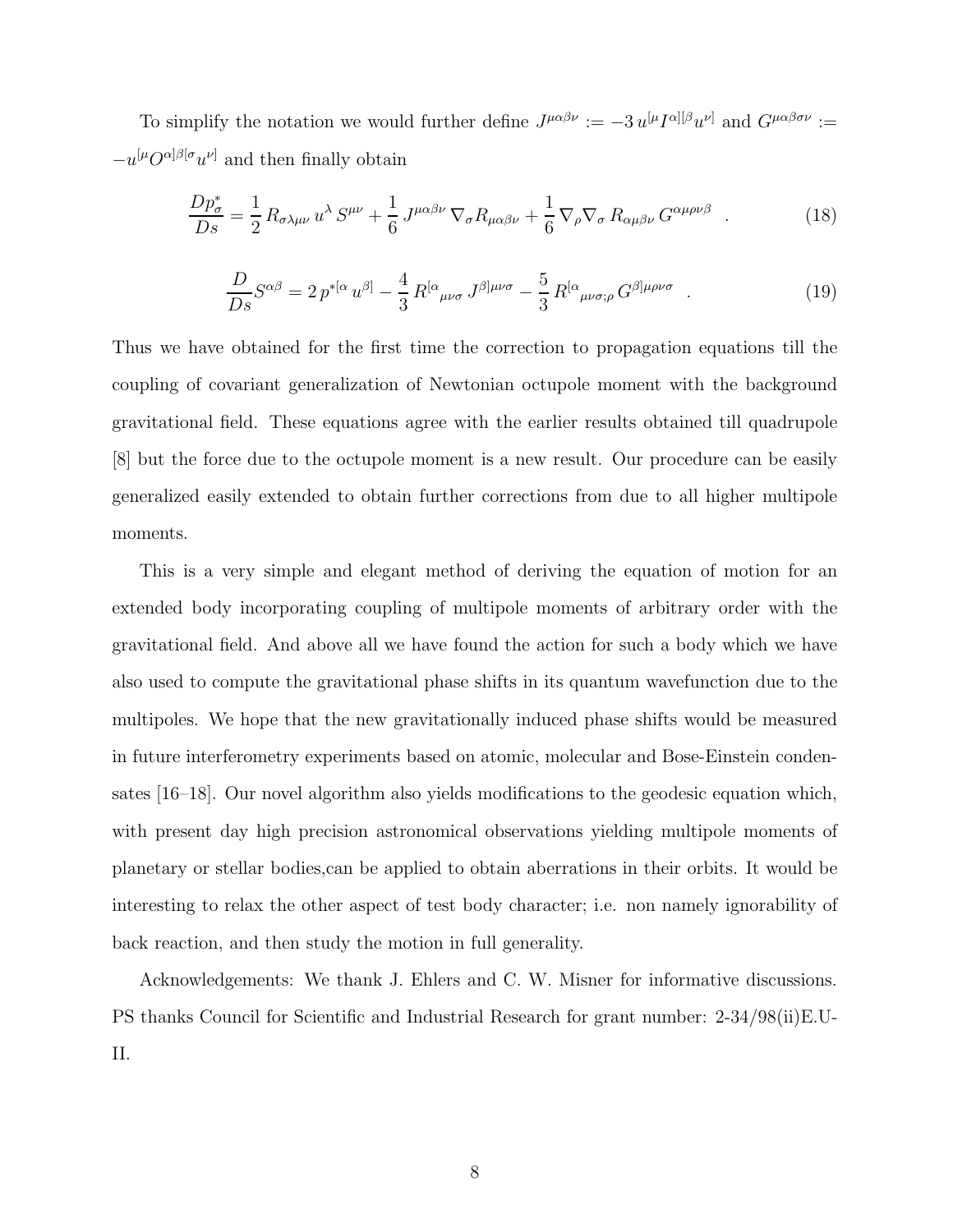To simplify the notation we would further define $J^{\mu\alpha\beta\nu} := -3\, u^{[\mu} I^{\alpha][\beta} u^{\nu]}$ and $G^{\mu\alpha\beta\sigma\nu} := -u^{[\mu} O^{\alpha]\beta[\sigma} u^{\nu]}$ and then finally obtain

$$\frac{Dp^*_\sigma}{Ds} = \frac{1}{2}\, R_{\sigma\lambda\mu\nu}\, u^\lambda\, S^{\mu\nu} + \frac{1}{6}\, J^{\mu\alpha\beta\nu}\, \nabla_\sigma R_{\mu\alpha\beta\nu} + \frac{1}{6}\, \nabla_\rho \nabla_\sigma\, R_{\alpha\mu\beta\nu}\, G^{\alpha\mu\rho\nu\beta} \quad . \tag{18}$$

$$\frac{D}{Ds} S^{\alpha\beta} = 2\, p^{*[\alpha}\, u^{\beta]} - \frac{4}{3}\, R^{[\alpha}{}_{\mu\nu\sigma}\, J^{\beta]\mu\nu\sigma} - \frac{5}{3}\, R^{[\alpha}{}_{\mu\nu\sigma;\rho}\, G^{\beta]\mu\rho\nu\sigma} \quad . \tag{19}$$

Thus we have obtained for the first time the correction to propagation equations till the coupling of covariant generalization of Newtonian octupole moment with the background gravitational field. These equations agree with the earlier results obtained till quadrupole [8] but the force due to the octupole moment is a new result. Our procedure can be easily generalized easily extended to obtain further corrections from due to all higher multipole moments.

This is a very simple and elegant method of deriving the equation of motion for an extended body incorporating coupling of multipole moments of arbitrary order with the gravitational field. And above all we have found the action for such a body which we have also used to compute the gravitational phase shifts in its quantum wavefunction due to the multipoles. We hope that the new gravitationally induced phase shifts would be measured in future interferometry experiments based on atomic, molecular and Bose-Einstein condensates [16–18]. Our novel algorithm also yields modifications to the geodesic equation which, with present day high precision astronomical observations yielding multipole moments of planetary or stellar bodies,can be applied to obtain aberrations in their orbits. It would be interesting to relax the other aspect of test body character; i.e. non namely ignorability of back reaction, and then study the motion in full generality.

Acknowledgements: We thank J. Ehlers and C. W. Misner for informative discussions. PS thanks Council for Scientific and Industrial Research for grant number: 2-34/98(ii)E.U-II.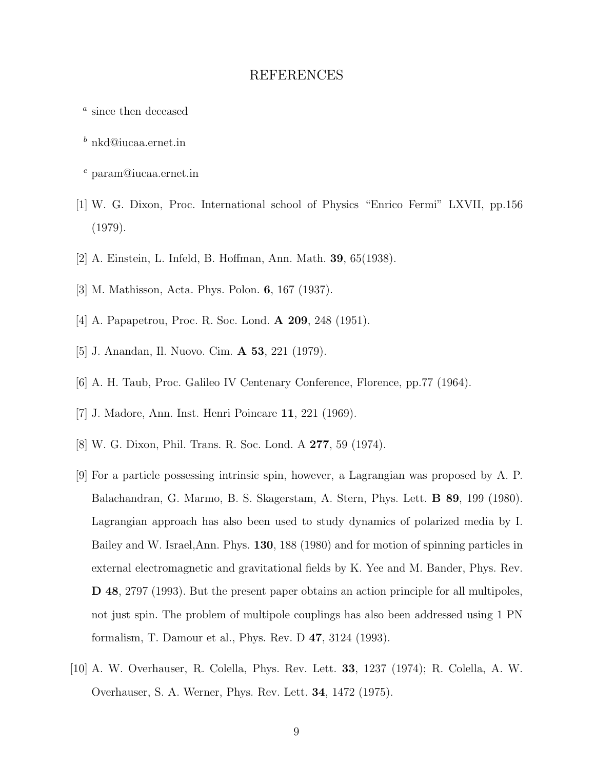# REFERENCES

[a] since then deceased

[b] nkd@iucaa.ernet.in

[c] param@iucaa.ernet.in

[1] W. G. Dixon, Proc. International school of Physics "Enrico Fermi" LXVII, pp.156 (1979).

[2] A. Einstein, L. Infeld, B. Hoffman, Ann. Math. **39**, 65(1938).

[3] M. Mathisson, Acta. Phys. Polon. **6**, 167 (1937).

[4] A. Papapetrou, Proc. R. Soc. Lond. **A 209**, 248 (1951).

[5] J. Anandan, Il. Nuovo. Cim. **A 53**, 221 (1979).

[6] A. H. Taub, Proc. Galileo IV Centenary Conference, Florence, pp.77 (1964).

[7] J. Madore, Ann. Inst. Henri Poincare **11**, 221 (1969).

[8] W. G. Dixon, Phil. Trans. R. Soc. Lond. A **277**, 59 (1974).

[9] For a particle possessing intrinsic spin, however, a Lagrangian was proposed by A. P. Balachandran, G. Marmo, B. S. Skagerstam, A. Stern, Phys. Lett. **B 89**, 199 (1980). Lagrangian approach has also been used to study dynamics of polarized media by I. Bailey and W. Israel,Ann. Phys. **130**, 188 (1980) and for motion of spinning particles in external electromagnetic and gravitational fields by K. Yee and M. Bander, Phys. Rev. **D 48**, 2797 (1993). But the present paper obtains an action principle for all multipoles, not just spin. The problem of multipole couplings has also been addressed using 1 PN formalism, T. Damour et al., Phys. Rev. D **47**, 3124 (1993).

[10] A. W. Overhauser, R. Colella, Phys. Rev. Lett. **33**, 1237 (1974); R. Colella, A. W. Overhauser, S. A. Werner, Phys. Rev. Lett. **34**, 1472 (1975).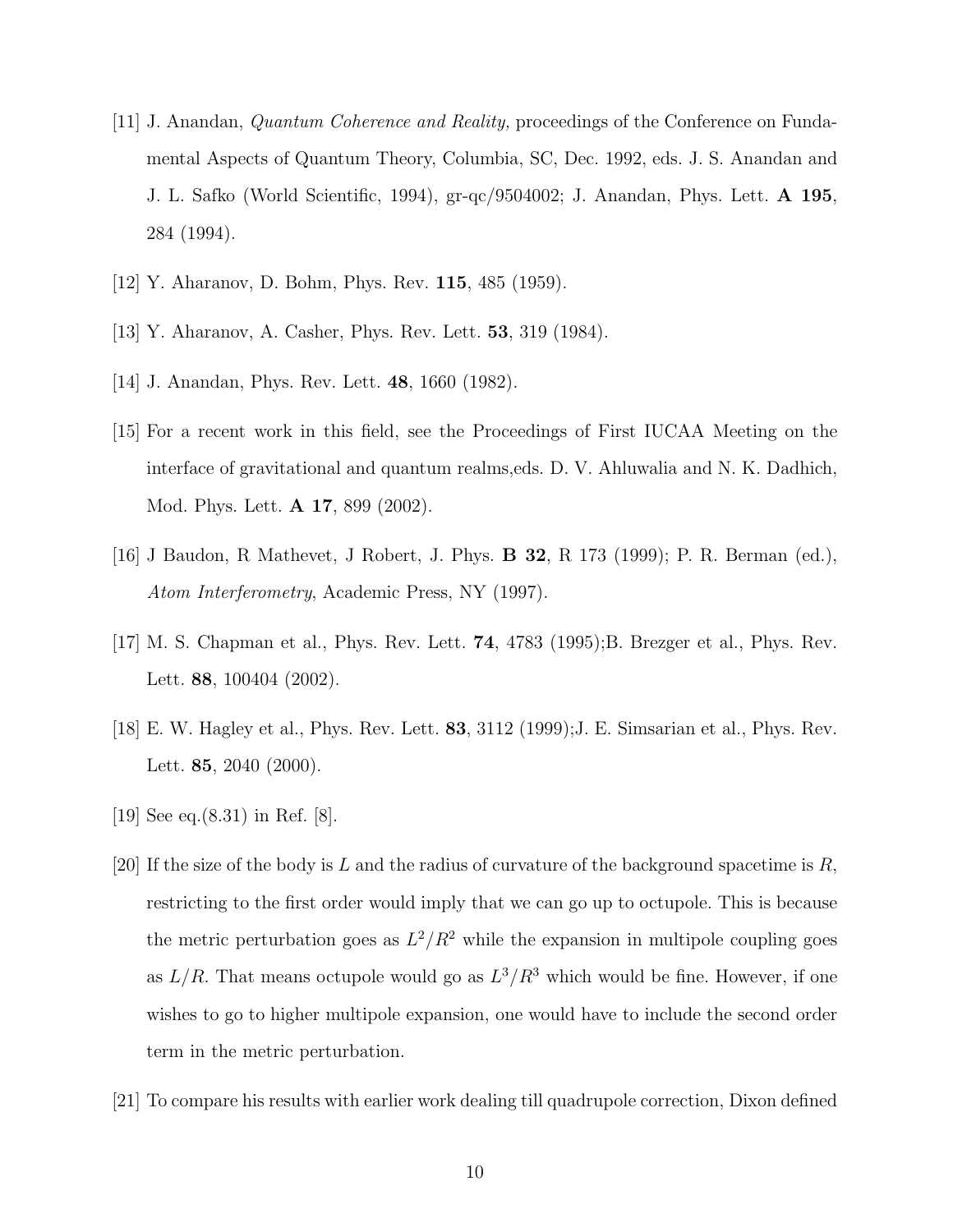[11] J. Anandan, *Quantum Coherence and Reality,* proceedings of the Conference on Fundamental Aspects of Quantum Theory, Columbia, SC, Dec. 1992, eds. J. S. Anandan and J. L. Safko (World Scientific, 1994), gr-qc/9504002; J. Anandan, Phys. Lett. **A 195**, 284 (1994).

[12] Y. Aharanov, D. Bohm, Phys. Rev. **115**, 485 (1959).

[13] Y. Aharanov, A. Casher, Phys. Rev. Lett. **53**, 319 (1984).

[14] J. Anandan, Phys. Rev. Lett. **48**, 1660 (1982).

[15] For a recent work in this field, see the Proceedings of First IUCAA Meeting on the interface of gravitational and quantum realms,eds. D. V. Ahluwalia and N. K. Dadhich, Mod. Phys. Lett. **A 17**, 899 (2002).

[16] J Baudon, R Mathevet, J Robert, J. Phys. **B 32**, R 173 (1999); P. R. Berman (ed.), *Atom Interferometry*, Academic Press, NY (1997).

[17] M. S. Chapman et al., Phys. Rev. Lett. **74**, 4783 (1995);B. Brezger et al., Phys. Rev. Lett. **88**, 100404 (2002).

[18] E. W. Hagley et al., Phys. Rev. Lett. **83**, 3112 (1999);J. E. Simsarian et al., Phys. Rev. Lett. **85**, 2040 (2000).

[19] See eq.(8.31) in Ref. [8].

[20] If the size of the body is $L$ and the radius of curvature of the background spacetime is $R$, restricting to the first order would imply that we can go up to octupole. This is because the metric perturbation goes as $L^2/R^2$ while the expansion in multipole coupling goes as $L/R$. That means octupole would go as $L^3/R^3$ which would be fine. However, if one wishes to go to higher multipole expansion, one would have to include the second order term in the metric perturbation.

[21] To compare his results with earlier work dealing till quadrupole correction, Dixon defined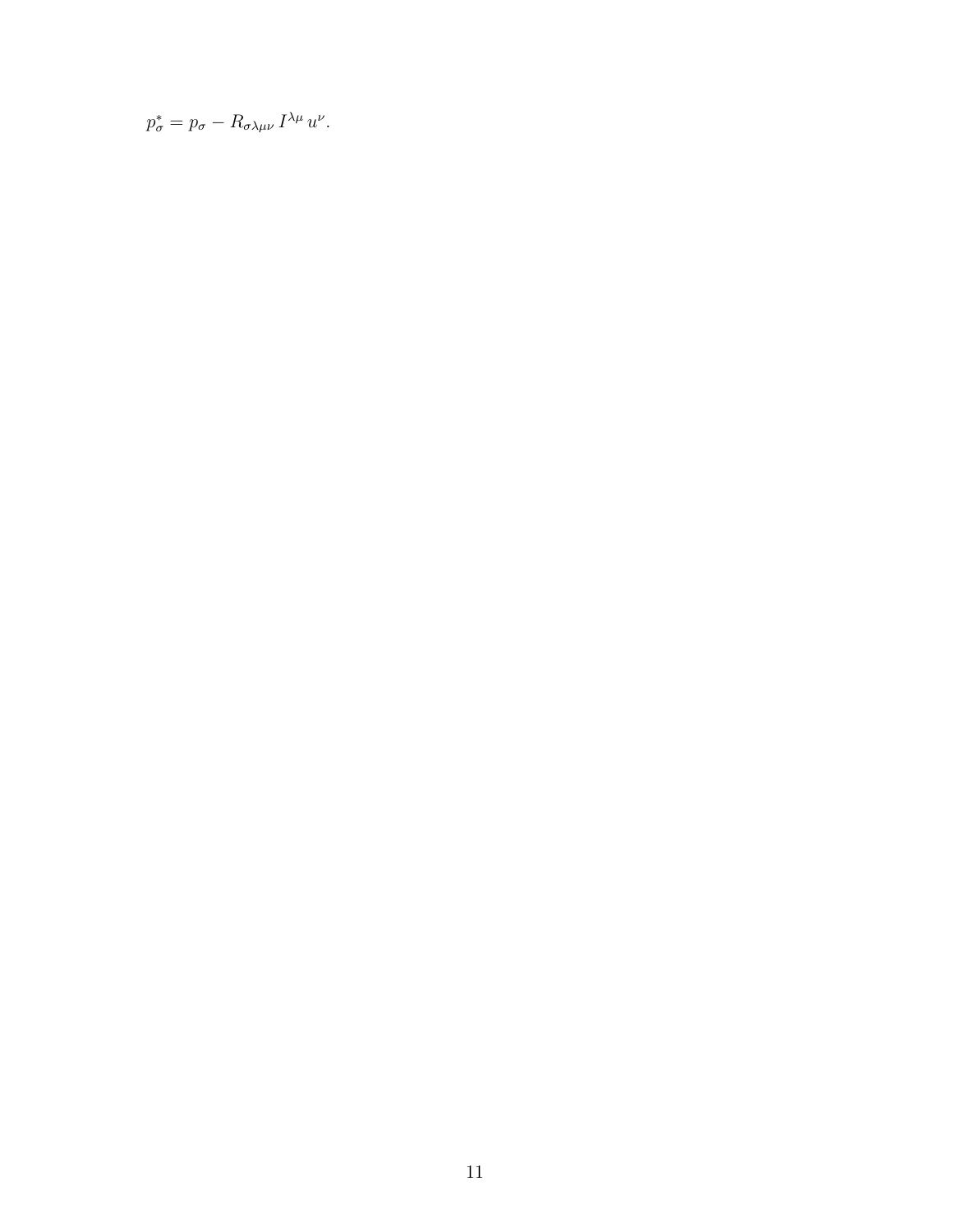$$p^*_\sigma = p_\sigma - R_{\sigma\lambda\mu\nu}\, I^{\lambda\mu}\, u^\nu.$$